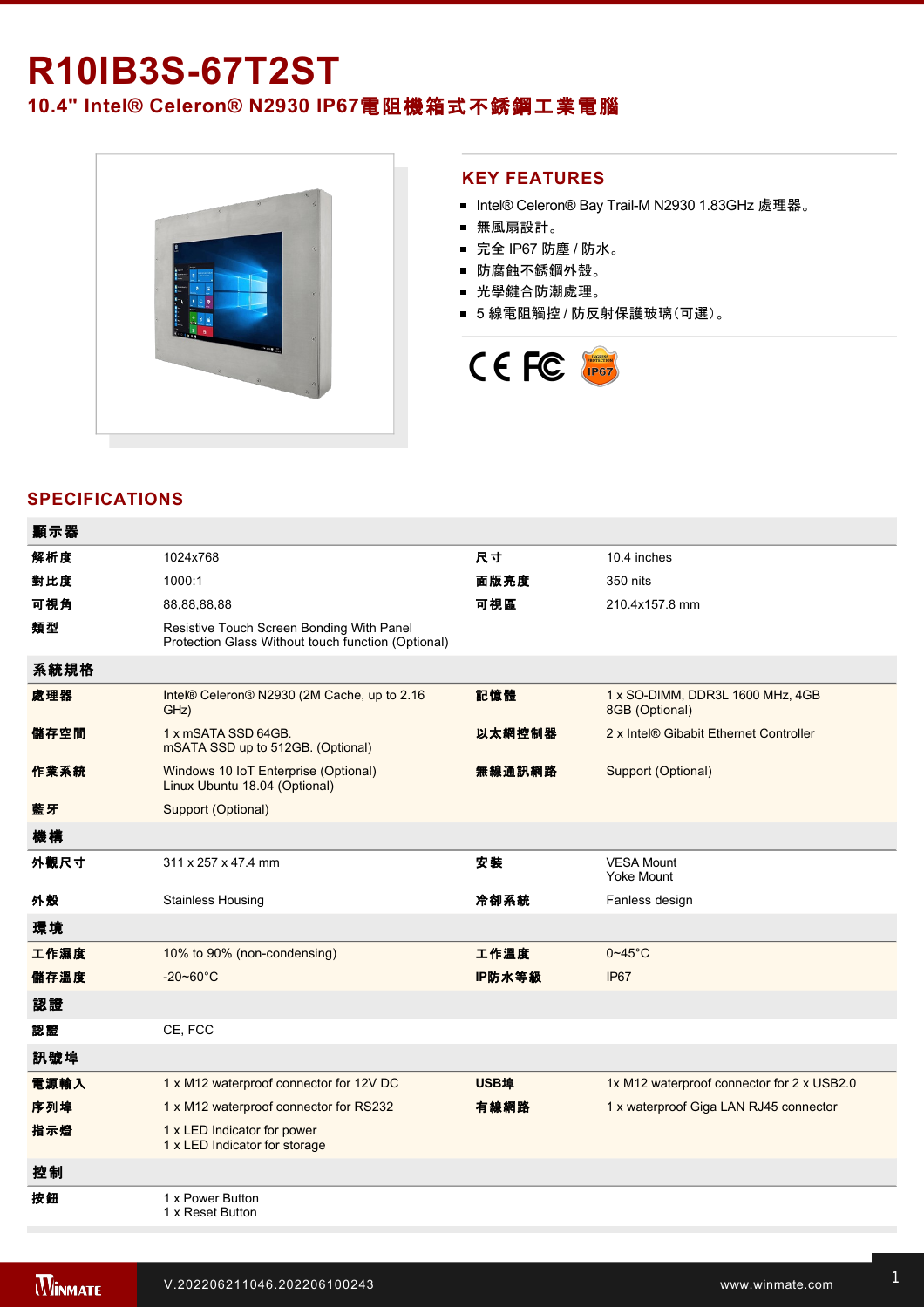# R10IB3S-67T2ST

## 10.4" Intel® Celeron® N2930 IP67電阻機箱式不銹鋼工業電腦

## KEY FEATURES

- Intel® Celeron® Bay Trail-M N2930 1.83GHz 處理器。
- 無風扇設計。
- 完全 IP67 防塵 / 防水。
- 防腐蝕不銹鋼外殼。
- 光學鍵合防潮處理。
- 5 線電阻觸控 / 防反射保護玻璃(可選)。

## SPECIFICATIONS

| 顯示器 | | | |
|---|---|---|---|
| 解析度 | 1024x768 | 尺寸 | 10.4 inches |
| 對比度 | 1000:1 | 面版亮度 | 350 nits |
| 可視角 | 88,88,88,88 | 可視區 | 210.4x157.8 mm |
| 類型 | Resistive Touch Screen Bonding With Panel<br>Protection Glass Without touch function (Optional) | | |
| **系統規格** | | | |
| 處理器 | Intel® Celeron® N2930 (2M Cache, up to 2.16 GHz) | 記憶體 | 1 x SO-DIMM, DDR3L 1600 MHz, 4GB<br>8GB (Optional) |
| 儲存空間 | 1 x mSATA SSD 64GB.<br>mSATA SSD up to 512GB. (Optional) | 以太網控制器 | 2 x Intel® Gibabit Ethernet Controller |
| 作業系統 | Windows 10 IoT Enterprise (Optional)<br>Linux Ubuntu 18.04 (Optional) | 無線通訊網路 | Support (Optional) |
| 藍牙 | Support (Optional) | | |
| **機構** | | | |
| 外觀尺寸 | 311 x 257 x 47.4 mm | 安裝 | VESA Mount<br>Yoke Mount |
| 外殼 | Stainless Housing | 冷卻系統 | Fanless design |
| **環境** | | | |
| 工作濕度 | 10% to 90% (non-condensing) | 工作溫度 | 0~45°C |
| 儲存溫度 | -20~60°C | IP防水等級 | IP67 |
| **認證** | | | |
| 認證 | CE, FCC | | |
| **訊號埠** | | | |
| 電源輸入 | 1 x M12 waterproof connector for 12V DC | USB埠 | 1x M12 waterproof connector for 2 x USB2.0 |
| 序列埠 | 1 x M12 waterproof connector for RS232 | 有線網路 | 1 x waterproof Giga LAN RJ45 connector |
| 指示燈 | 1 x LED Indicator for power<br>1 x LED Indicator for storage | | |
| **控制** | | | |
| 按鈕 | 1 x Power Button<br>1 x Reset Button | | |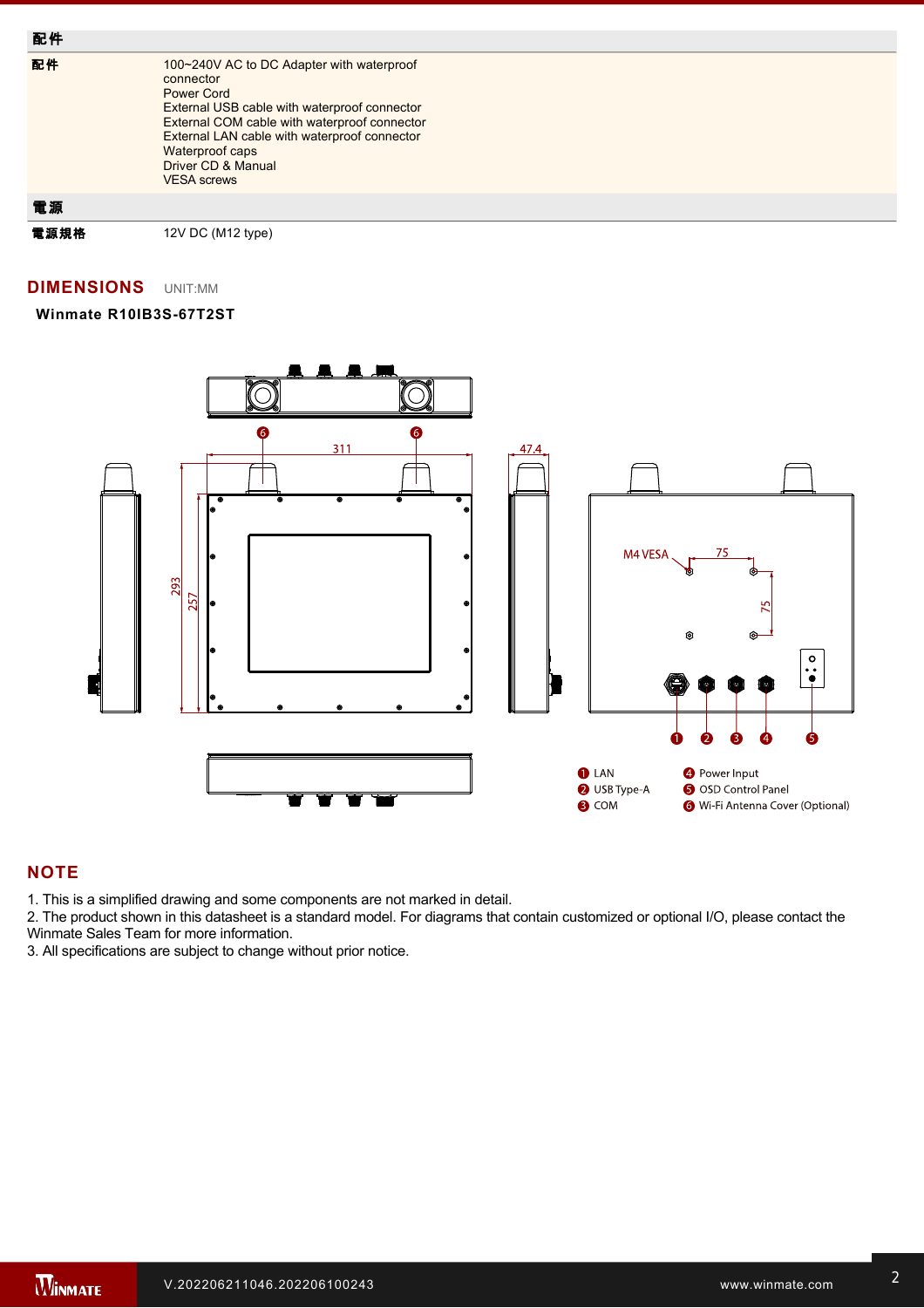## 配件

| | |
|---|---|
| **配件** | 100~240V AC to DC Adapter with waterproof connector<br>Power Cord<br>External USB cable with waterproof connector<br>External COM cable with waterproof connector<br>External LAN cable with waterproof connector<br>Waterproof caps<br>Driver CD & Manual<br>VESA screws |

## 電源

| | |
|---|---|
| **電源規格** | 12V DC (M12 type) |

## DIMENSIONS UNIT:MM

**Winmate R10IB3S-67T2ST**

311
47.4
293
257
M4 VESA
75
75

1. LAN
2. USB Type-A
3. COM
4. Power Input
5. OSD Control Panel
6. Wi-Fi Antenna Cover (Optional)

## NOTE

1. This is a simplified drawing and some components are not marked in detail.
2. The product shown in this datasheet is a standard model. For diagrams that contain customized or optional I/O, please contact the Winmate Sales Team for more information.
3. All specifications are subject to change without prior notice.

V.202206211046.202206100243